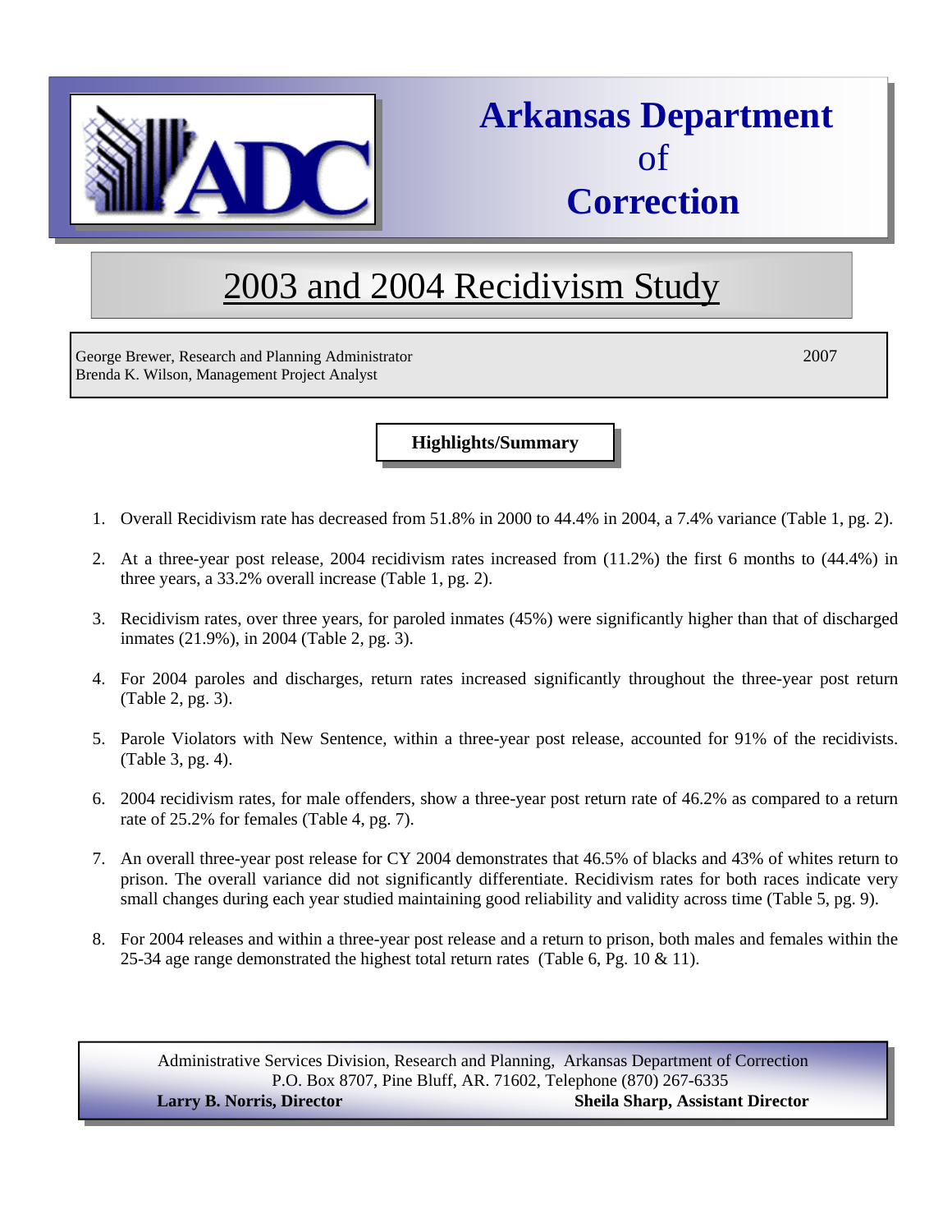# Arkansas Department of Correction

## 2003 and 2004 Recidivism Study

George Brewer, Research and Planning Administrator
Brenda K. Wilson, Management Project Analyst

2007

### Highlights/Summary

1. Overall Recidivism rate has decreased from 51.8% in 2000 to 44.4% in 2004, a 7.4% variance (Table 1, pg. 2).

2. At a three-year post release, 2004 recidivism rates increased from (11.2%) the first 6 months to (44.4%) in three years, a 33.2% overall increase (Table 1, pg. 2).

3. Recidivism rates, over three years, for paroled inmates (45%) were significantly higher than that of discharged inmates (21.9%), in 2004 (Table 2, pg. 3).

4. For 2004 paroles and discharges, return rates increased significantly throughout the three-year post return (Table 2, pg. 3).

5. Parole Violators with New Sentence, within a three-year post release, accounted for 91% of the recidivists. (Table 3, pg. 4).

6. 2004 recidivism rates, for male offenders, show a three-year post return rate of 46.2% as compared to a return rate of 25.2% for females (Table 4, pg. 7).

7. An overall three-year post release for CY 2004 demonstrates that 46.5% of blacks and 43% of whites return to prison. The overall variance did not significantly differentiate. Recidivism rates for both races indicate very small changes during each year studied maintaining good reliability and validity across time (Table 5, pg. 9).

8. For 2004 releases and within a three-year post release and a return to prison, both males and females within the 25-34 age range demonstrated the highest total return rates (Table 6, Pg. 10 & 11).

Administrative Services Division, Research and Planning, Arkansas Department of Correction
P.O. Box 8707, Pine Bluff, AR. 71602, Telephone (870) 267-6335
**Larry B. Norris, Director** **Sheila Sharp, Assistant Director**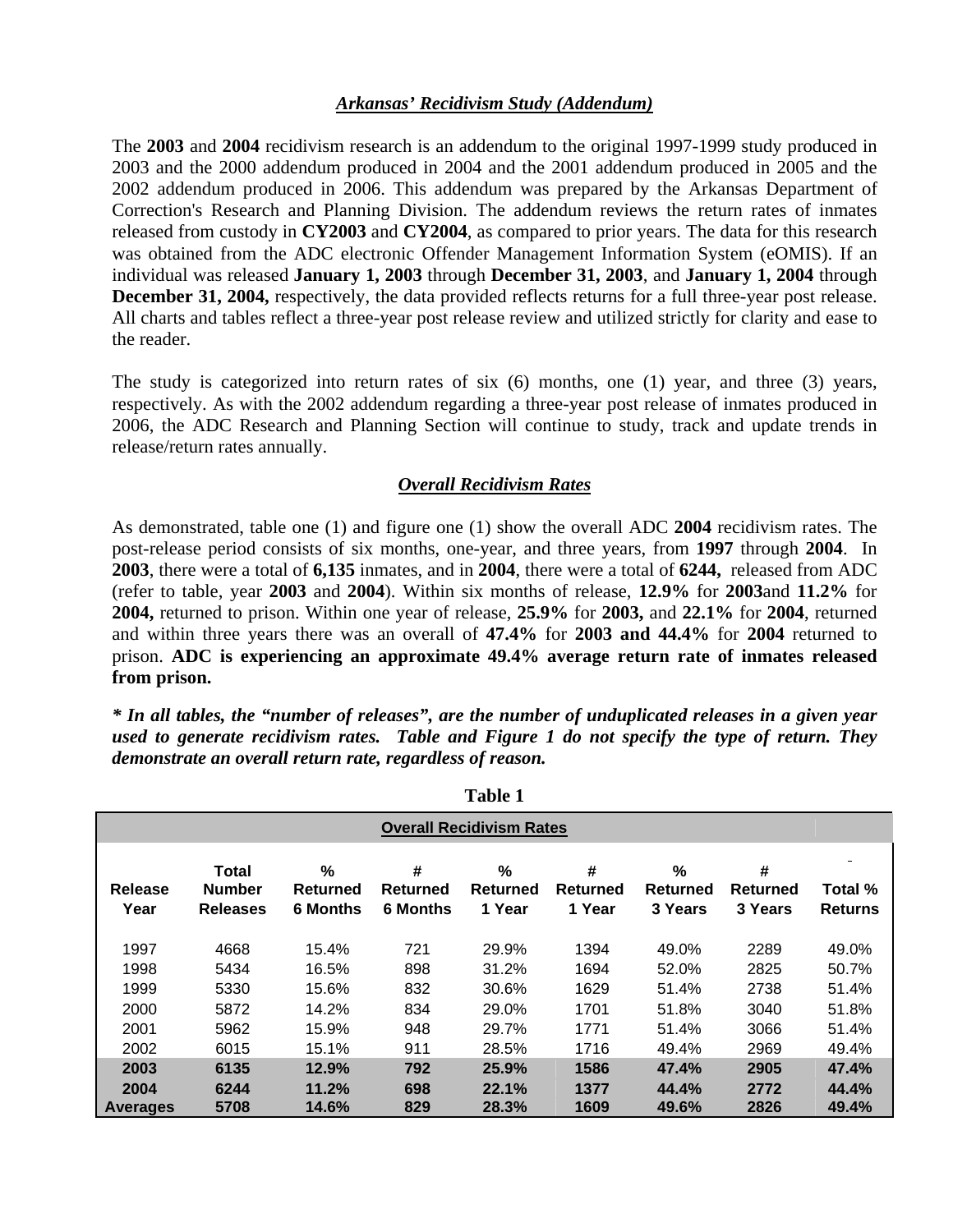## *Arkansas' Recidivism Study (Addendum)*

The **2003** and **2004** recidivism research is an addendum to the original 1997-1999 study produced in 2003 and the 2000 addendum produced in 2004 and the 2001 addendum produced in 2005 and the 2002 addendum produced in 2006. This addendum was prepared by the Arkansas Department of Correction's Research and Planning Division. The addendum reviews the return rates of inmates released from custody in **CY2003** and **CY2004**, as compared to prior years. The data for this research was obtained from the ADC electronic Offender Management Information System (eOMIS). If an individual was released **January 1, 2003** through **December 31, 2003**, and **January 1, 2004** through **December 31, 2004,** respectively, the data provided reflects returns for a full three-year post release. All charts and tables reflect a three-year post release review and utilized strictly for clarity and ease to the reader.

The study is categorized into return rates of six (6) months, one (1) year, and three (3) years, respectively. As with the 2002 addendum regarding a three-year post release of inmates produced in 2006, the ADC Research and Planning Section will continue to study, track and update trends in release/return rates annually.

## *Overall Recidivism Rates*

As demonstrated, table one (1) and figure one (1) show the overall ADC **2004** recidivism rates. The post-release period consists of six months, one-year, and three years, from **1997** through **2004**. In **2003**, there were a total of **6,135** inmates, and in **2004**, there were a total of **6244,** released from ADC (refer to table, year **2003** and **2004**). Within six months of release, **12.9%** for **2003**and **11.2%** for **2004,** returned to prison. Within one year of release, **25.9%** for **2003,** and **22.1%** for **2004**, returned and within three years there was an overall of **47.4%** for **2003 and 44.4%** for **2004** returned to prison. **ADC is experiencing an approximate 49.4% average return rate of inmates released from prison.**

***\* In all tables, the "number of releases", are the number of unduplicated releases in a given year used to generate recidivism rates. Table and Figure 1 do not specify the type of return. They demonstrate an overall return rate, regardless of reason.***

**Table 1**

**Overall Recidivism Rates**

| Release Year | Total Number Releases | % Returned 6 Months | # Returned 6 Months | % Returned 1 Year | # Returned 1 Year | % Returned 3 Years | # Returned 3 Years | Total % Returns |
|---|---|---|---|---|---|---|---|---|
| 1997 | 4668 | 15.4% | 721 | 29.9% | 1394 | 49.0% | 2289 | 49.0% |
| 1998 | 5434 | 16.5% | 898 | 31.2% | 1694 | 52.0% | 2825 | 50.7% |
| 1999 | 5330 | 15.6% | 832 | 30.6% | 1629 | 51.4% | 2738 | 51.4% |
| 2000 | 5872 | 14.2% | 834 | 29.0% | 1701 | 51.8% | 3040 | 51.8% |
| 2001 | 5962 | 15.9% | 948 | 29.7% | 1771 | 51.4% | 3066 | 51.4% |
| 2002 | 6015 | 15.1% | 911 | 28.5% | 1716 | 49.4% | 2969 | 49.4% |
| **2003** | **6135** | **12.9%** | **792** | **25.9%** | **1586** | **47.4%** | **2905** | **47.4%** |
| **2004** | **6244** | **11.2%** | **698** | **22.1%** | **1377** | **44.4%** | **2772** | **44.4%** |
| **Averages** | **5708** | **14.6%** | **829** | **28.3%** | **1609** | **49.6%** | **2826** | **49.4%** |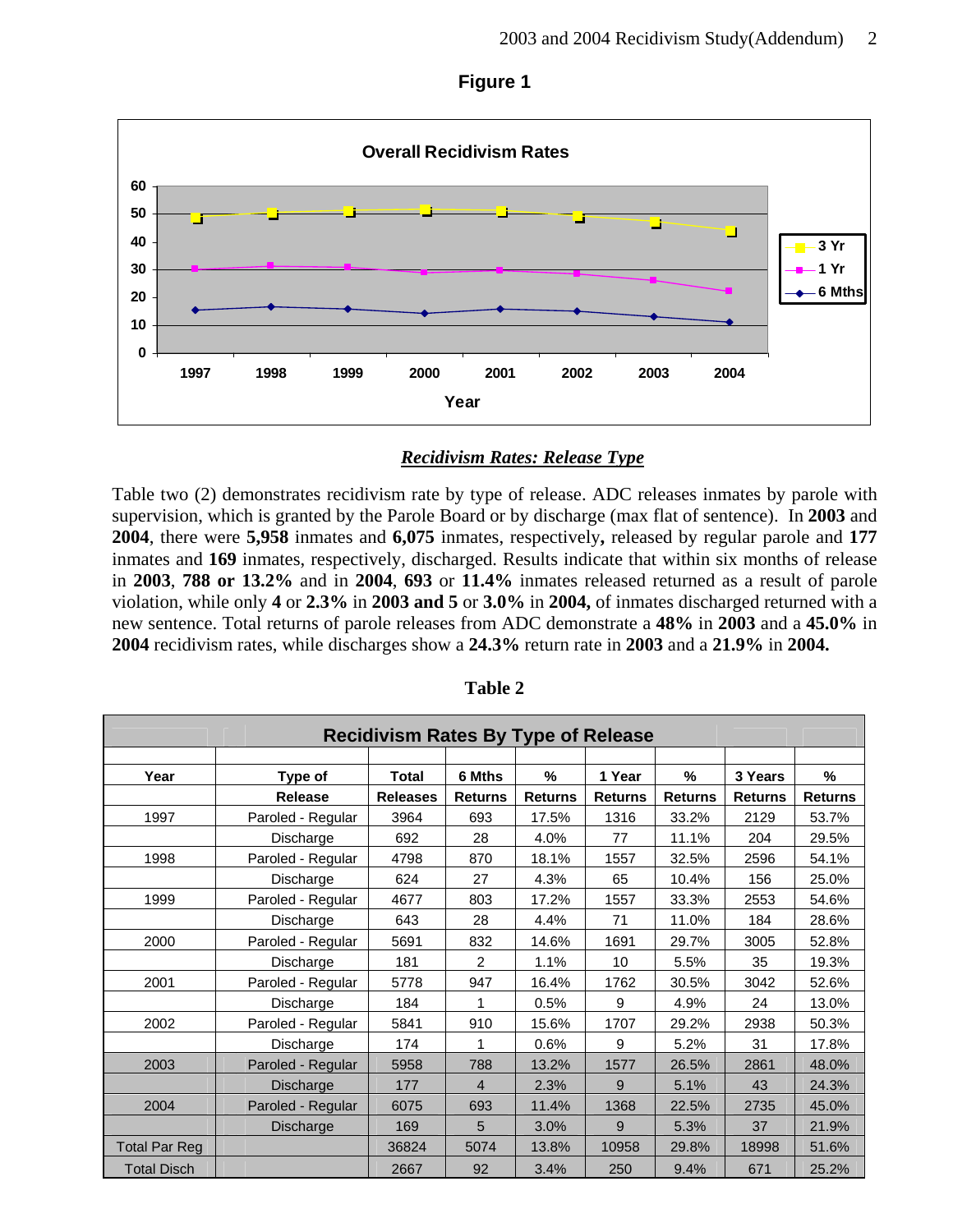**Figure 1**

**Recidivism Rates: Release Type**

Table two (2) demonstrates recidivism rate by type of release. ADC releases inmates by parole with supervision, which is granted by the Parole Board or by discharge (max flat of sentence). In **2003** and **2004**, there were **5,958** inmates and **6,075** inmates, respectively**,** released by regular parole and **177** inmates and **169** inmates, respectively, discharged. Results indicate that within six months of release in **2003**, **788 or 13.2%** and in **2004**, **693** or **11.4%** inmates released returned as a result of parole violation, while only **4** or **2.3%** in **2003 and 5** or **3.0%** in **2004,** of inmates discharged returned with a new sentence. Total returns of parole releases from ADC demonstrate a **48%** in **2003** and a **45.0%** in **2004** recidivism rates, while discharges show a **24.3%** return rate in **2003** and a **21.9%** in **2004.**

**Table 2**

**Recidivism Rates By Type of Release**

| Year | Type of Release | Total Releases | 6 Mths Returns | % Returns | 1 Year Returns | % Returns | 3 Years Returns | % Returns |
|---|---|---|---|---|---|---|---|---|
| 1997 | Paroled - Regular | 3964 | 693 | 17.5% | 1316 | 33.2% | 2129 | 53.7% |
| | Discharge | 692 | 28 | 4.0% | 77 | 11.1% | 204 | 29.5% |
| 1998 | Paroled - Regular | 4798 | 870 | 18.1% | 1557 | 32.5% | 2596 | 54.1% |
| | Discharge | 624 | 27 | 4.3% | 65 | 10.4% | 156 | 25.0% |
| 1999 | Paroled - Regular | 4677 | 803 | 17.2% | 1557 | 33.3% | 2553 | 54.6% |
| | Discharge | 643 | 28 | 4.4% | 71 | 11.0% | 184 | 28.6% |
| 2000 | Paroled - Regular | 5691 | 832 | 14.6% | 1691 | 29.7% | 3005 | 52.8% |
| | Discharge | 181 | 2 | 1.1% | 10 | 5.5% | 35 | 19.3% |
| 2001 | Paroled - Regular | 5778 | 947 | 16.4% | 1762 | 30.5% | 3042 | 52.6% |
| | Discharge | 184 | 1 | 0.5% | 9 | 4.9% | 24 | 13.0% |
| 2002 | Paroled - Regular | 5841 | 910 | 15.6% | 1707 | 29.2% | 2938 | 50.3% |
| | Discharge | 174 | 1 | 0.6% | 9 | 5.2% | 31 | 17.8% |
| 2003 | Paroled - Regular | 5958 | 788 | 13.2% | 1577 | 26.5% | 2861 | 48.0% |
| | Discharge | 177 | 4 | 2.3% | 9 | 5.1% | 43 | 24.3% |
| 2004 | Paroled - Regular | 6075 | 693 | 11.4% | 1368 | 22.5% | 2735 | 45.0% |
| | Discharge | 169 | 5 | 3.0% | 9 | 5.3% | 37 | 21.9% |
| Total Par Reg | | 36824 | 5074 | 13.8% | 10958 | 29.8% | 18998 | 51.6% |
| Total Disch | | 2667 | 92 | 3.4% | 250 | 9.4% | 671 | 25.2% |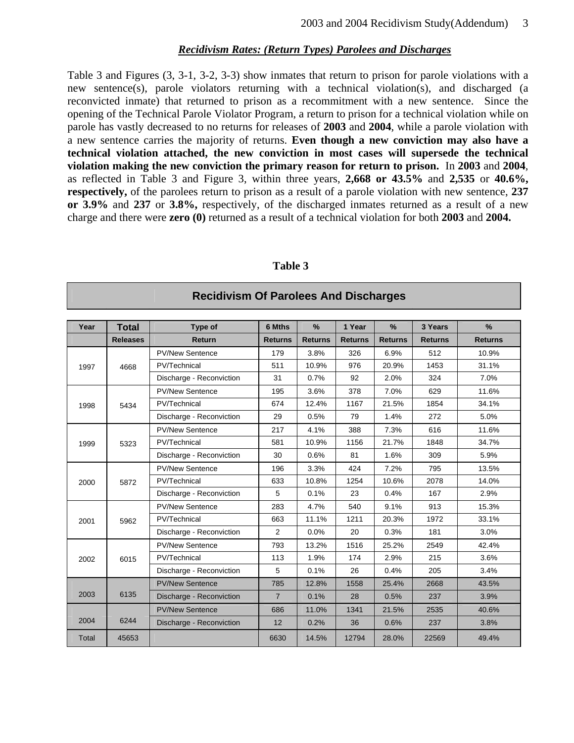### *Recidivism Rates: (Return Types) Parolees and Discharges*

Table 3 and Figures (3, 3-1, 3-2, 3-3) show inmates that return to prison for parole violations with a new sentence(s), parole violators returning with a technical violation(s), and discharged (a reconvicted inmate) that returned to prison as a recommitment with a new sentence. Since the opening of the Technical Parole Violator Program, a return to prison for a technical violation while on parole has vastly decreased to no returns for releases of **2003** and **2004**, while a parole violation with a new sentence carries the majority of returns. **Even though a new conviction may also have a technical violation attached, the new conviction in most cases will supersede the technical violation making the new conviction the primary reason for return to prison.** In **2003** and **2004**, as reflected in Table 3 and Figure 3, within three years, **2,668 or 43.5%** and **2,535** or **40.6%, respectively,** of the parolees return to prison as a result of a parole violation with new sentence, **237 or 3.9%** and **237** or **3.8%,** respectively, of the discharged inmates returned as a result of a new charge and there were **zero (0)** returned as a result of a technical violation for both **2003** and **2004.**

**Table 3**

**Recidivism Of Parolees And Discharges**

| Year | Total Releases | Type of Return | 6 Mths Returns | % Returns | 1 Year Returns | % Returns | 3 Years Returns | % Returns |
|---|---|---|---|---|---|---|---|---|
| 1997 | 4668 | PV/New Sentence | 179 | 3.8% | 326 | 6.9% | 512 | 10.9% |
| | | PV/Technical | 511 | 10.9% | 976 | 20.9% | 1453 | 31.1% |
| | | Discharge - Reconviction | 31 | 0.7% | 92 | 2.0% | 324 | 7.0% |
| 1998 | 5434 | PV/New Sentence | 195 | 3.6% | 378 | 7.0% | 629 | 11.6% |
| | | PV/Technical | 674 | 12.4% | 1167 | 21.5% | 1854 | 34.1% |
| | | Discharge - Reconviction | 29 | 0.5% | 79 | 1.4% | 272 | 5.0% |
| 1999 | 5323 | PV/New Sentence | 217 | 4.1% | 388 | 7.3% | 616 | 11.6% |
| | | PV/Technical | 581 | 10.9% | 1156 | 21.7% | 1848 | 34.7% |
| | | Discharge - Reconviction | 30 | 0.6% | 81 | 1.6% | 309 | 5.9% |
| 2000 | 5872 | PV/New Sentence | 196 | 3.3% | 424 | 7.2% | 795 | 13.5% |
| | | PV/Technical | 633 | 10.8% | 1254 | 10.6% | 2078 | 14.0% |
| | | Discharge - Reconviction | 5 | 0.1% | 23 | 0.4% | 167 | 2.9% |
| 2001 | 5962 | PV/New Sentence | 283 | 4.7% | 540 | 9.1% | 913 | 15.3% |
| | | PV/Technical | 663 | 11.1% | 1211 | 20.3% | 1972 | 33.1% |
| | | Discharge - Reconviction | 2 | 0.0% | 20 | 0.3% | 181 | 3.0% |
| 2002 | 6015 | PV/New Sentence | 793 | 13.2% | 1516 | 25.2% | 2549 | 42.4% |
| | | PV/Technical | 113 | 1.9% | 174 | 2.9% | 215 | 3.6% |
| | | Discharge - Reconviction | 5 | 0.1% | 26 | 0.4% | 205 | 3.4% |
| 2003 | 6135 | PV/New Sentence | 785 | 12.8% | 1558 | 25.4% | 2668 | 43.5% |
| | | Discharge - Reconviction | 7 | 0.1% | 28 | 0.5% | 237 | 3.9% |
| 2004 | 6244 | PV/New Sentence | 686 | 11.0% | 1341 | 21.5% | 2535 | 40.6% |
| | | Discharge - Reconviction | 12 | 0.2% | 36 | 0.6% | 237 | 3.8% |
| Total | 45653 | | 6630 | 14.5% | 12794 | 28.0% | 22569 | 49.4% |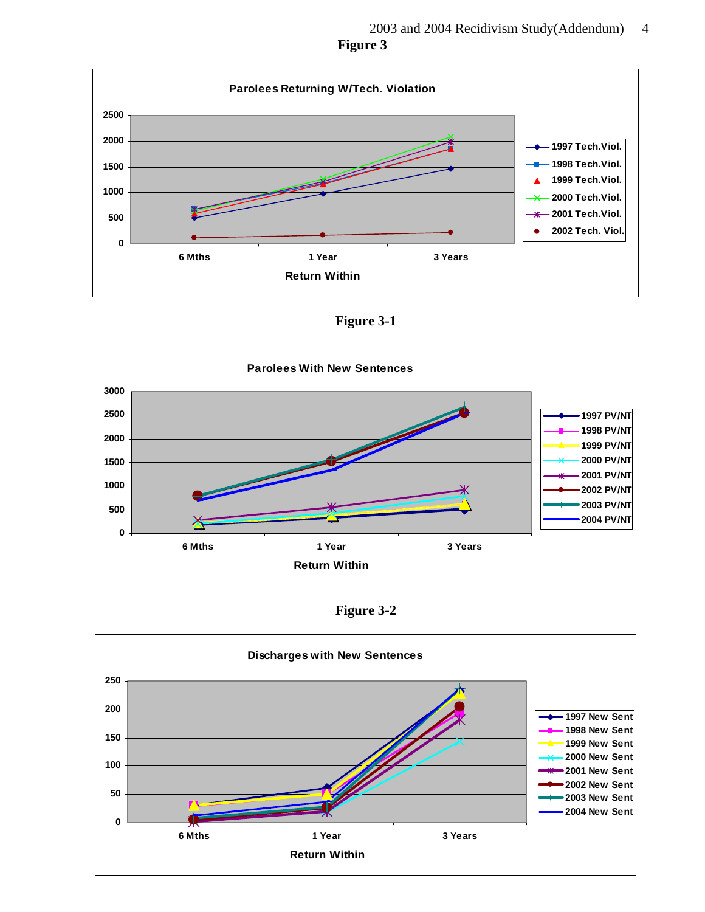**Figure 3**

**Parolees Returning W/Tech. Violation**

Return Within: 6 Mths, 1 Year, 3 Years

Legend: 1997 Tech.Viol., 1998 Tech.Viol., 1999 Tech.Viol., 2000 Tech.Viol., 2001 Tech.Viol., 2002 Tech. Viol.

**Figure 3-1**

**Parolees With New Sentences**

Return Within: 6 Mths, 1 Year, 3 Years

Legend: 1997 PV/NT, 1998 PV/NT, 1999 PV/NT, 2000 PV/NT, 2001 PV/NT, 2002 PV/NT, 2003 PV/NT, 2004 PV/NT

**Figure 3-2**

**Discharges with New Sentences**

Return Within: 6 Mths, 1 Year, 3 Years

Legend: 1997 New Sent, 1998 New Sent, 1999 New Sent, 2000 New Sent, 2001 New Sent, 2002 New Sent, 2003 New Sent, 2004 New Sent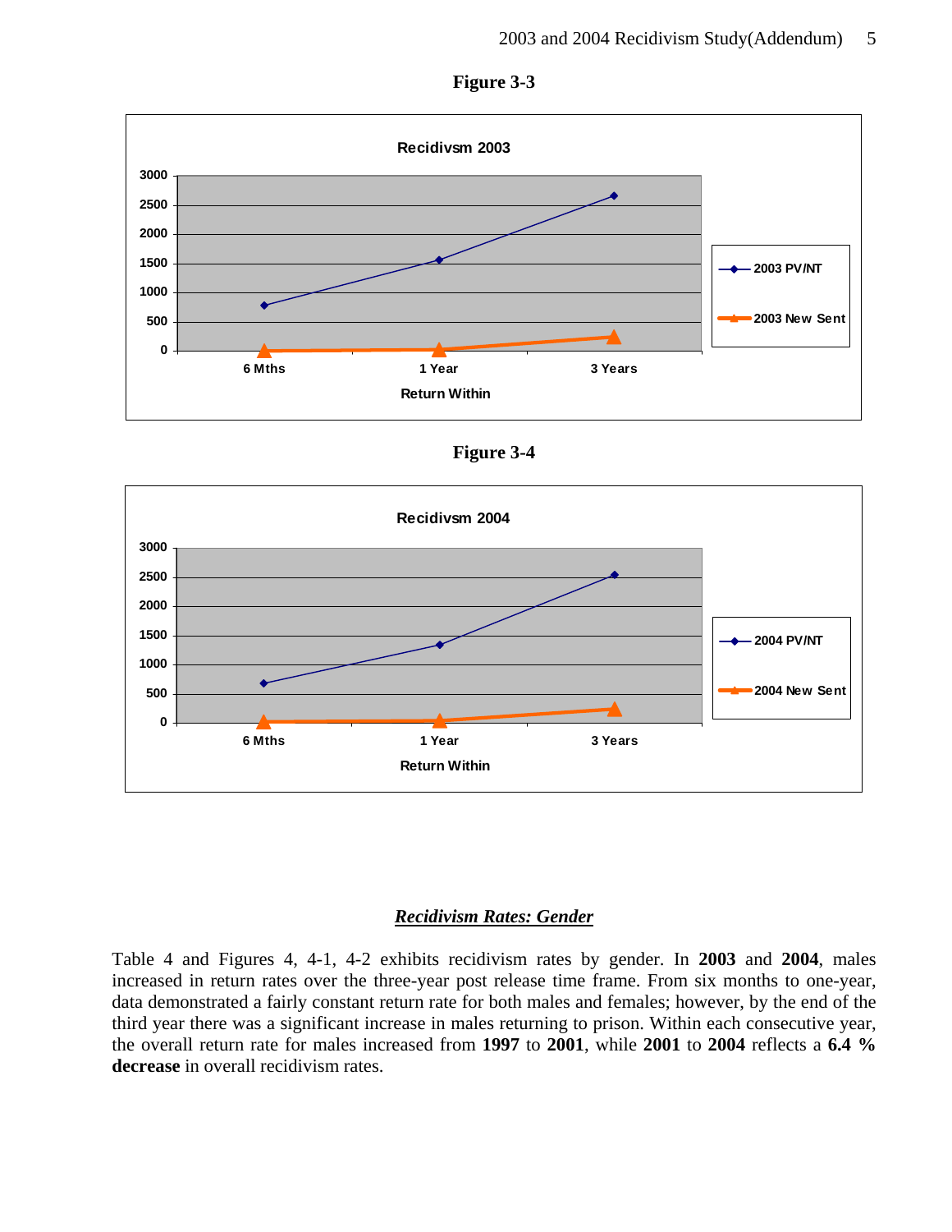**Figure 3-3**

**Figure 3-4**

## *Recidivism Rates: Gender*

Table 4 and Figures 4, 4-1, 4-2 exhibits recidivism rates by gender. In **2003** and **2004**, males increased in return rates over the three-year post release time frame. From six months to one-year, data demonstrated a fairly constant return rate for both males and females; however, by the end of the third year there was a significant increase in males returning to prison. Within each consecutive year, the overall return rate for males increased from **1997** to **2001**, while **2001** to **2004** reflects a **6.4 % decrease** in overall recidivism rates.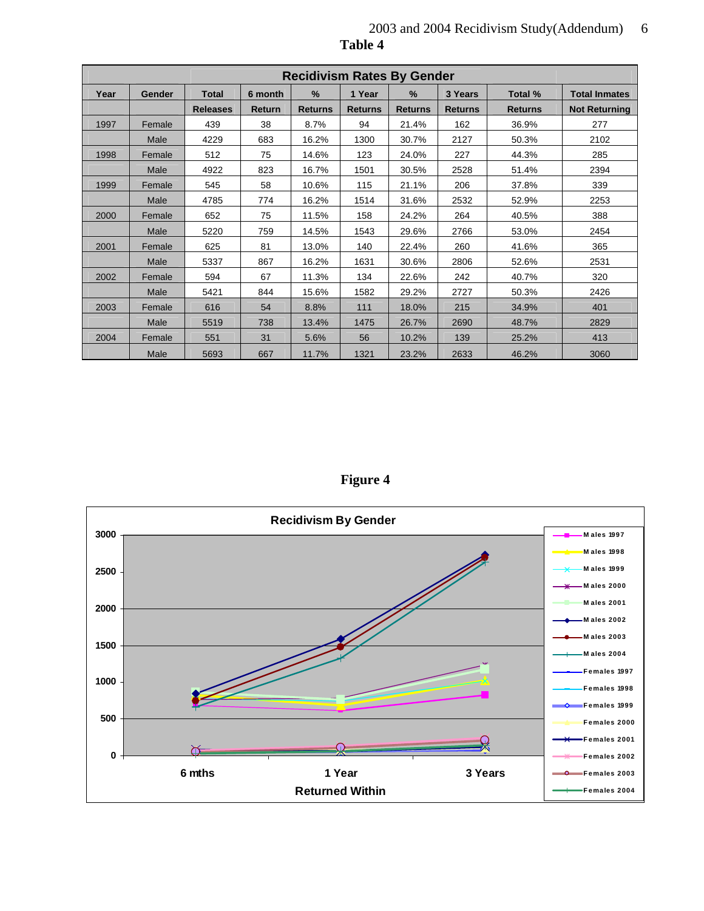**Table 4**

| Recidivism Rates By Gender | | | | | | | | | |
|---|---|---|---|---|---|---|---|---|---|
| Year | Gender | Total | 6 month | % | 1 Year | % | 3 Years | Total % | Total Inmates |
| | | Releases | Return | Returns | Returns | Returns | Returns | Returns | Not Returning |
| 1997 | Female | 439 | 38 | 8.7% | 94 | 21.4% | 162 | 36.9% | 277 |
| | Male | 4229 | 683 | 16.2% | 1300 | 30.7% | 2127 | 50.3% | 2102 |
| 1998 | Female | 512 | 75 | 14.6% | 123 | 24.0% | 227 | 44.3% | 285 |
| | Male | 4922 | 823 | 16.7% | 1501 | 30.5% | 2528 | 51.4% | 2394 |
| 1999 | Female | 545 | 58 | 10.6% | 115 | 21.1% | 206 | 37.8% | 339 |
| | Male | 4785 | 774 | 16.2% | 1514 | 31.6% | 2532 | 52.9% | 2253 |
| 2000 | Female | 652 | 75 | 11.5% | 158 | 24.2% | 264 | 40.5% | 388 |
| | Male | 5220 | 759 | 14.5% | 1543 | 29.6% | 2766 | 53.0% | 2454 |
| 2001 | Female | 625 | 81 | 13.0% | 140 | 22.4% | 260 | 41.6% | 365 |
| | Male | 5337 | 867 | 16.2% | 1631 | 30.6% | 2806 | 52.6% | 2531 |
| 2002 | Female | 594 | 67 | 11.3% | 134 | 22.6% | 242 | 40.7% | 320 |
| | Male | 5421 | 844 | 15.6% | 1582 | 29.2% | 2727 | 50.3% | 2426 |
| 2003 | Female | 616 | 54 | 8.8% | 111 | 18.0% | 215 | 34.9% | 401 |
| | Male | 5519 | 738 | 13.4% | 1475 | 26.7% | 2690 | 48.7% | 2829 |
| 2004 | Female | 551 | 31 | 5.6% | 56 | 10.2% | 139 | 25.2% | 413 |
| | Male | 5693 | 667 | 11.7% | 1321 | 23.2% | 2633 | 46.2% | 3060 |

**Figure 4**

Recidivism By Gender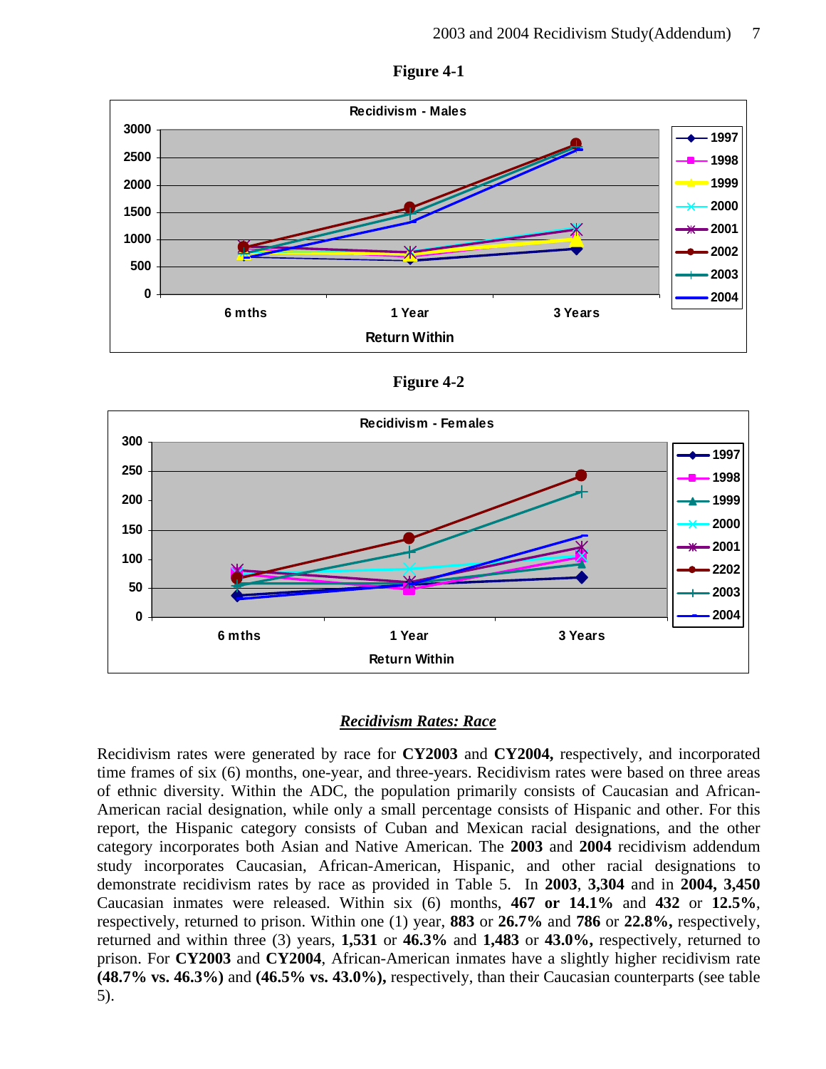**Figure 4-1**

**Figure 4-2**

## *Recidivism Rates: Race*

Recidivism rates were generated by race for **CY2003** and **CY2004,** respectively, and incorporated time frames of six (6) months, one-year, and three-years. Recidivism rates were based on three areas of ethnic diversity. Within the ADC, the population primarily consists of Caucasian and African-American racial designation, while only a small percentage consists of Hispanic and other. For this report, the Hispanic category consists of Cuban and Mexican racial designations, and the other category incorporates both Asian and Native American. The **2003** and **2004** recidivism addendum study incorporates Caucasian, African-American, Hispanic, and other racial designations to demonstrate recidivism rates by race as provided in Table 5. In **2003**, **3,304** and in **2004, 3,450** Caucasian inmates were released. Within six (6) months, **467 or 14.1%** and **432** or **12.5%**, respectively, returned to prison. Within one (1) year, **883** or **26.7%** and **786** or **22.8%,** respectively, returned and within three (3) years, **1,531** or **46.3%** and **1,483** or **43.0%,** respectively, returned to prison. For **CY2003** and **CY2004**, African-American inmates have a slightly higher recidivism rate **(48.7% vs. 46.3%)** and **(46.5% vs. 43.0%),** respectively, than their Caucasian counterparts (see table 5).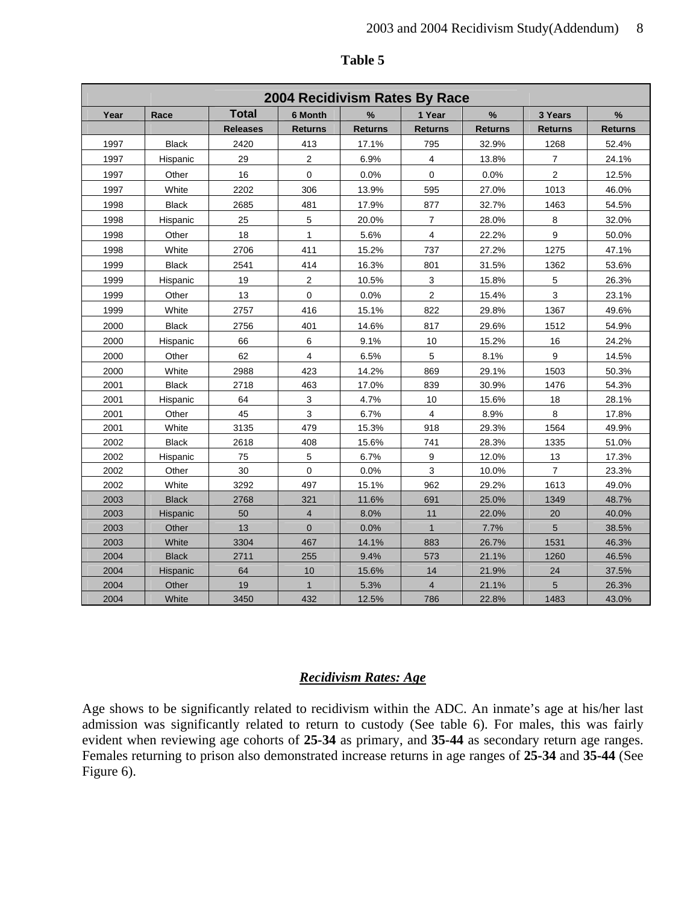**Table 5**

| 2004 Recidivism Rates By Race | | | | | | | | |
|---|---|---|---|---|---|---|---|---|
| Year | Race | Total Releases | 6 Month Returns | % Returns | 1 Year Returns | % Returns | 3 Years Returns | % Returns |
| 1997 | Black | 2420 | 413 | 17.1% | 795 | 32.9% | 1268 | 52.4% |
| 1997 | Hispanic | 29 | 2 | 6.9% | 4 | 13.8% | 7 | 24.1% |
| 1997 | Other | 16 | 0 | 0.0% | 0 | 0.0% | 2 | 12.5% |
| 1997 | White | 2202 | 306 | 13.9% | 595 | 27.0% | 1013 | 46.0% |
| 1998 | Black | 2685 | 481 | 17.9% | 877 | 32.7% | 1463 | 54.5% |
| 1998 | Hispanic | 25 | 5 | 20.0% | 7 | 28.0% | 8 | 32.0% |
| 1998 | Other | 18 | 1 | 5.6% | 4 | 22.2% | 9 | 50.0% |
| 1998 | White | 2706 | 411 | 15.2% | 737 | 27.2% | 1275 | 47.1% |
| 1999 | Black | 2541 | 414 | 16.3% | 801 | 31.5% | 1362 | 53.6% |
| 1999 | Hispanic | 19 | 2 | 10.5% | 3 | 15.8% | 5 | 26.3% |
| 1999 | Other | 13 | 0 | 0.0% | 2 | 15.4% | 3 | 23.1% |
| 1999 | White | 2757 | 416 | 15.1% | 822 | 29.8% | 1367 | 49.6% |
| 2000 | Black | 2756 | 401 | 14.6% | 817 | 29.6% | 1512 | 54.9% |
| 2000 | Hispanic | 66 | 6 | 9.1% | 10 | 15.2% | 16 | 24.2% |
| 2000 | Other | 62 | 4 | 6.5% | 5 | 8.1% | 9 | 14.5% |
| 2000 | White | 2988 | 423 | 14.2% | 869 | 29.1% | 1503 | 50.3% |
| 2001 | Black | 2718 | 463 | 17.0% | 839 | 30.9% | 1476 | 54.3% |
| 2001 | Hispanic | 64 | 3 | 4.7% | 10 | 15.6% | 18 | 28.1% |
| 2001 | Other | 45 | 3 | 6.7% | 4 | 8.9% | 8 | 17.8% |
| 2001 | White | 3135 | 479 | 15.3% | 918 | 29.3% | 1564 | 49.9% |
| 2002 | Black | 2618 | 408 | 15.6% | 741 | 28.3% | 1335 | 51.0% |
| 2002 | Hispanic | 75 | 5 | 6.7% | 9 | 12.0% | 13 | 17.3% |
| 2002 | Other | 30 | 0 | 0.0% | 3 | 10.0% | 7 | 23.3% |
| 2002 | White | 3292 | 497 | 15.1% | 962 | 29.2% | 1613 | 49.0% |
| 2003 | Black | 2768 | 321 | 11.6% | 691 | 25.0% | 1349 | 48.7% |
| 2003 | Hispanic | 50 | 4 | 8.0% | 11 | 22.0% | 20 | 40.0% |
| 2003 | Other | 13 | 0 | 0.0% | 1 | 7.7% | 5 | 38.5% |
| 2003 | White | 3304 | 467 | 14.1% | 883 | 26.7% | 1531 | 46.3% |
| 2004 | Black | 2711 | 255 | 9.4% | 573 | 21.1% | 1260 | 46.5% |
| 2004 | Hispanic | 64 | 10 | 15.6% | 14 | 21.9% | 24 | 37.5% |
| 2004 | Other | 19 | 1 | 5.3% | 4 | 21.1% | 5 | 26.3% |
| 2004 | White | 3450 | 432 | 12.5% | 786 | 22.8% | 1483 | 43.0% |

## ***Recidivism Rates: Age***

Age shows to be significantly related to recidivism within the ADC. An inmate's age at his/her last admission was significantly related to return to custody (See table 6). For males, this was fairly evident when reviewing age cohorts of **25-34** as primary, and **35-44** as secondary return age ranges. Females returning to prison also demonstrated increase returns in age ranges of **25-34** and **35-44** (See Figure 6).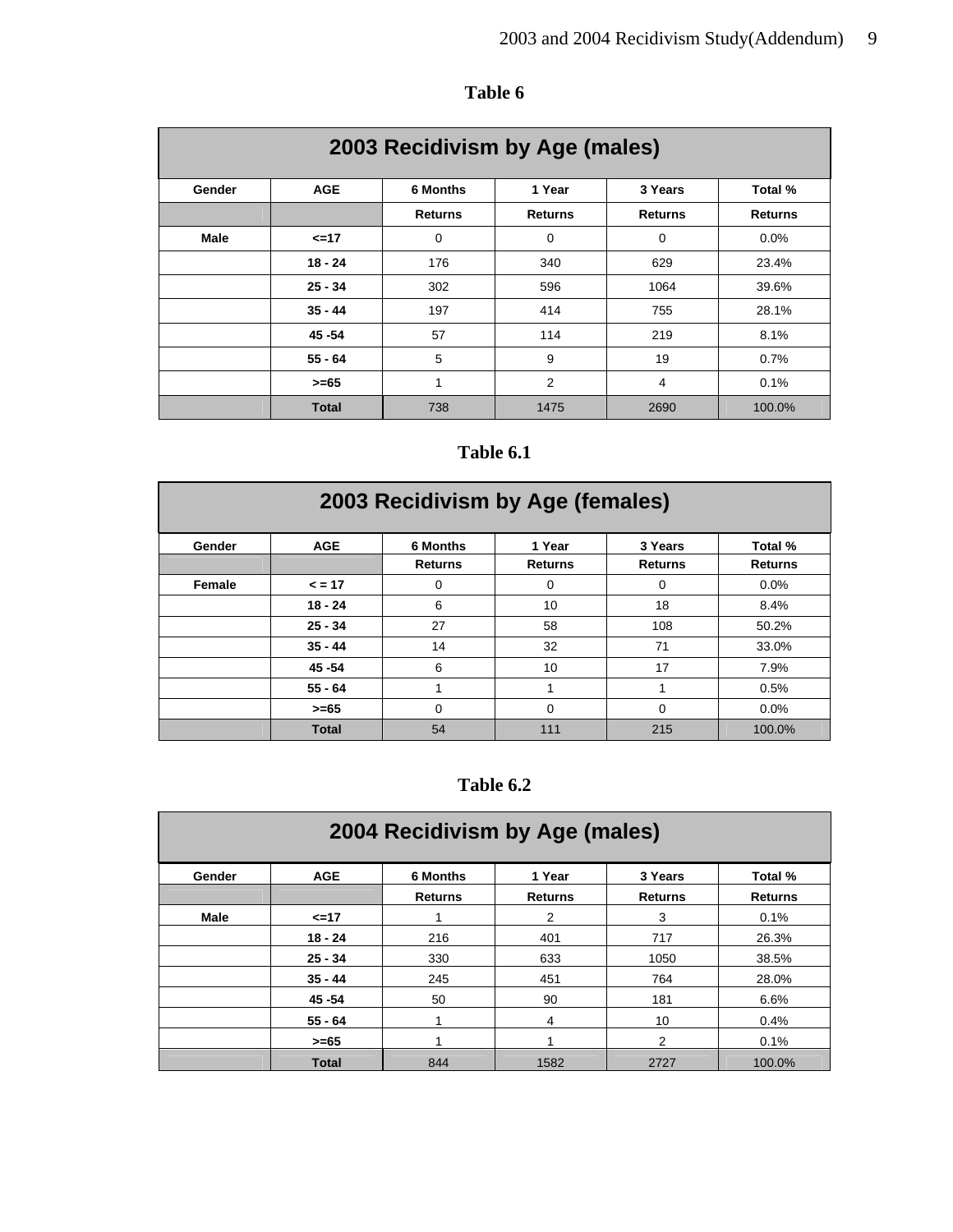**Table 6**

| 2003 Recidivism by Age (males) | | | | | |
|---|---|---|---|---|---|
| Gender | AGE | 6 Months | 1 Year | 3 Years | Total % |
| | | Returns | Returns | Returns | Returns |
| Male | <=17 | 0 | 0 | 0 | 0.0% |
| | 18 - 24 | 176 | 340 | 629 | 23.4% |
| | 25 - 34 | 302 | 596 | 1064 | 39.6% |
| | 35 - 44 | 197 | 414 | 755 | 28.1% |
| | 45 -54 | 57 | 114 | 219 | 8.1% |
| | 55 - 64 | 5 | 9 | 19 | 0.7% |
| | >=65 | 1 | 2 | 4 | 0.1% |
| | Total | 738 | 1475 | 2690 | 100.0% |

**Table 6.1**

| 2003 Recidivism by Age (females) | | | | | |
|---|---|---|---|---|---|
| Gender | AGE | 6 Months | 1 Year | 3 Years | Total % |
| | | Returns | Returns | Returns | Returns |
| Female | < = 17 | 0 | 0 | 0 | 0.0% |
| | 18 - 24 | 6 | 10 | 18 | 8.4% |
| | 25 - 34 | 27 | 58 | 108 | 50.2% |
| | 35 - 44 | 14 | 32 | 71 | 33.0% |
| | 45 -54 | 6 | 10 | 17 | 7.9% |
| | 55 - 64 | 1 | 1 | 1 | 0.5% |
| | >=65 | 0 | 0 | 0 | 0.0% |
| | Total | 54 | 111 | 215 | 100.0% |

**Table 6.2**

| 2004 Recidivism by Age (males) | | | | | |
|---|---|---|---|---|---|
| Gender | AGE | 6 Months | 1 Year | 3 Years | Total % |
| | | Returns | Returns | Returns | Returns |
| Male | <=17 | 1 | 2 | 3 | 0.1% |
| | 18 - 24 | 216 | 401 | 717 | 26.3% |
| | 25 - 34 | 330 | 633 | 1050 | 38.5% |
| | 35 - 44 | 245 | 451 | 764 | 28.0% |
| | 45 -54 | 50 | 90 | 181 | 6.6% |
| | 55 - 64 | 1 | 4 | 10 | 0.4% |
| | >=65 | 1 | 1 | 2 | 0.1% |
| | Total | 844 | 1582 | 2727 | 100.0% |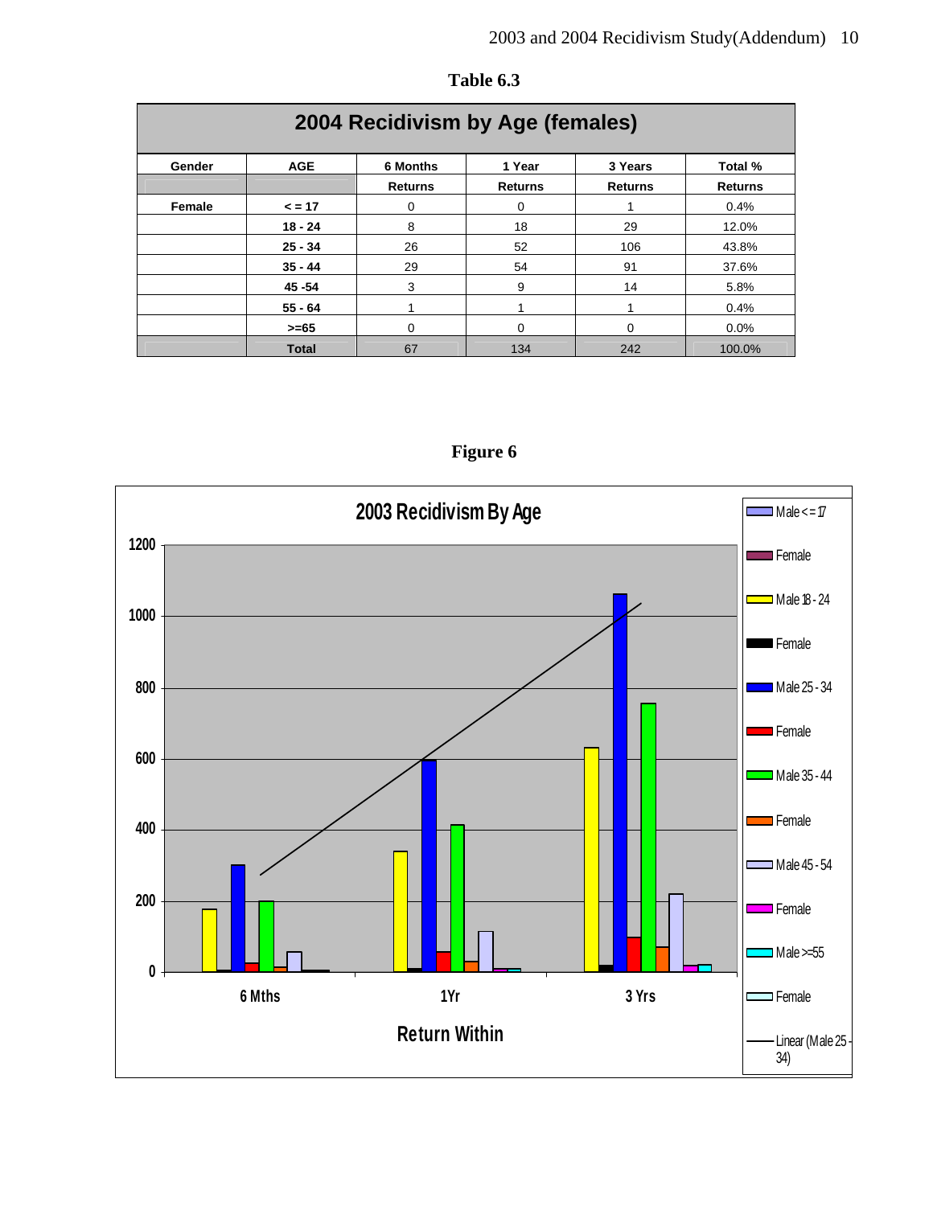**Table 6.3**

| 2004 Recidivism by Age (females) | | | | | |
|---|---|---|---|---|---|
| Gender | AGE | 6 Months | 1 Year | 3 Years | Total % |
| | | Returns | Returns | Returns | Returns |
| Female | < = 17 | 0 | 0 | 1 | 0.4% |
| | 18 - 24 | 8 | 18 | 29 | 12.0% |
| | 25 - 34 | 26 | 52 | 106 | 43.8% |
| | 35 - 44 | 29 | 54 | 91 | 37.6% |
| | 45 -54 | 3 | 9 | 14 | 5.8% |
| | 55 - 64 | 1 | 1 | 1 | 0.4% |
| | >=65 | 0 | 0 | 0 | 0.0% |
| | **Total** | 67 | 134 | 242 | 100.0% |

**Figure 6**

2003 Recidivism By Age

Legend: Male <= 17, Female, Male 18 - 24, Female, Male 25 - 34, Female, Male 35 - 44, Female, Male 45 - 54, Female, Male >=55, Female, Linear (Male 25 - 34)

Y-axis: 0, 200, 400, 600, 800, 1000, 1200

X-axis: 6 Mths, 1Yr, 3 Yrs — Return Within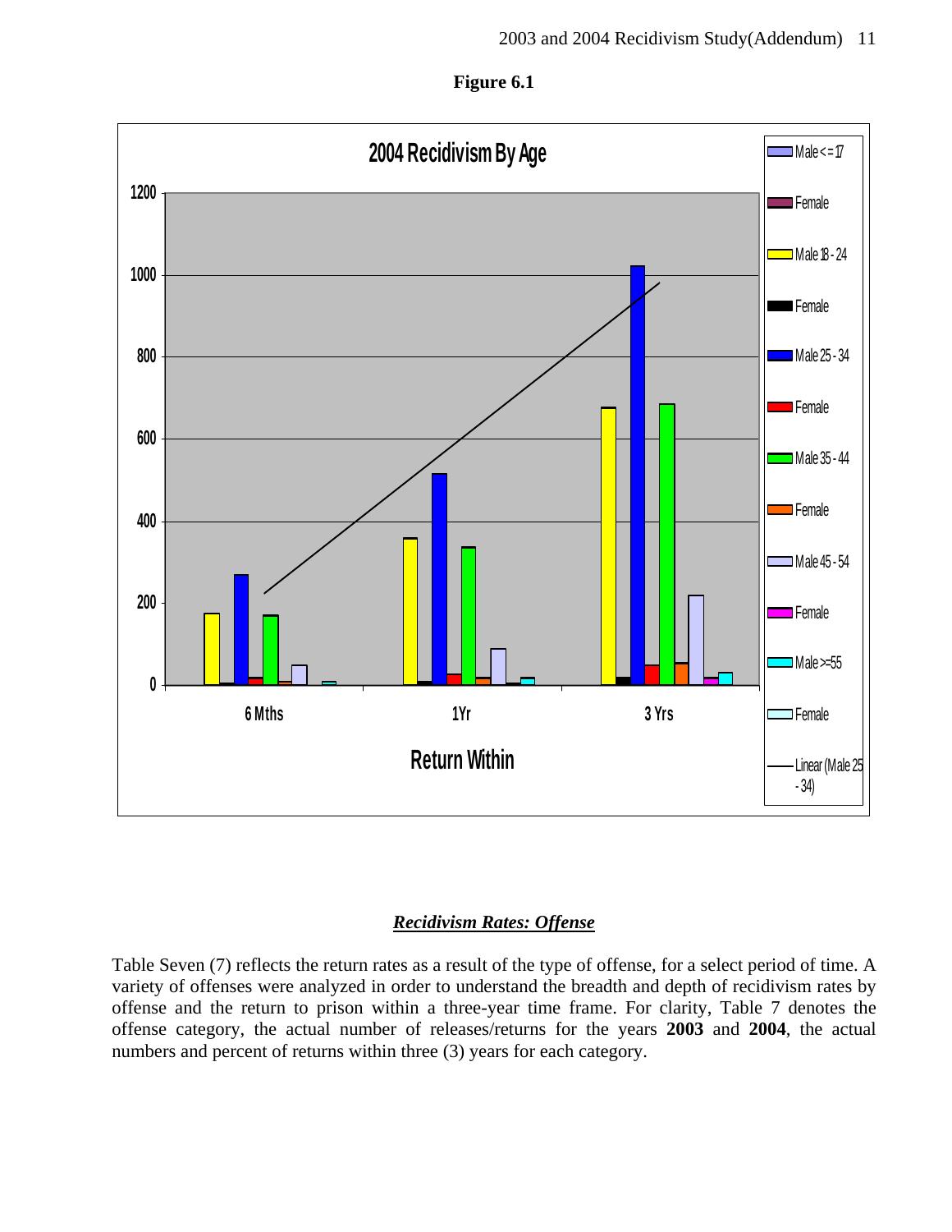**Figure 6.1**

**2004 Recidivism By Age**

Legend: Male <= 17, Female, Male 18 - 24, Female, Male 25 - 34, Female, Male 35 - 44, Female, Male 45 - 54, Female, Male >=55, Female, Linear (Male 25 - 34)

Return Within: 6 Mths, 1Yr, 3 Yrs

### *Recidivism Rates: Offense*

Table Seven (7) reflects the return rates as a result of the type of offense, for a select period of time. A variety of offenses were analyzed in order to understand the breadth and depth of recidivism rates by offense and the return to prison within a three-year time frame. For clarity, Table 7 denotes the offense category, the actual number of releases/returns for the years **2003** and **2004**, the actual numbers and percent of returns within three (3) years for each category.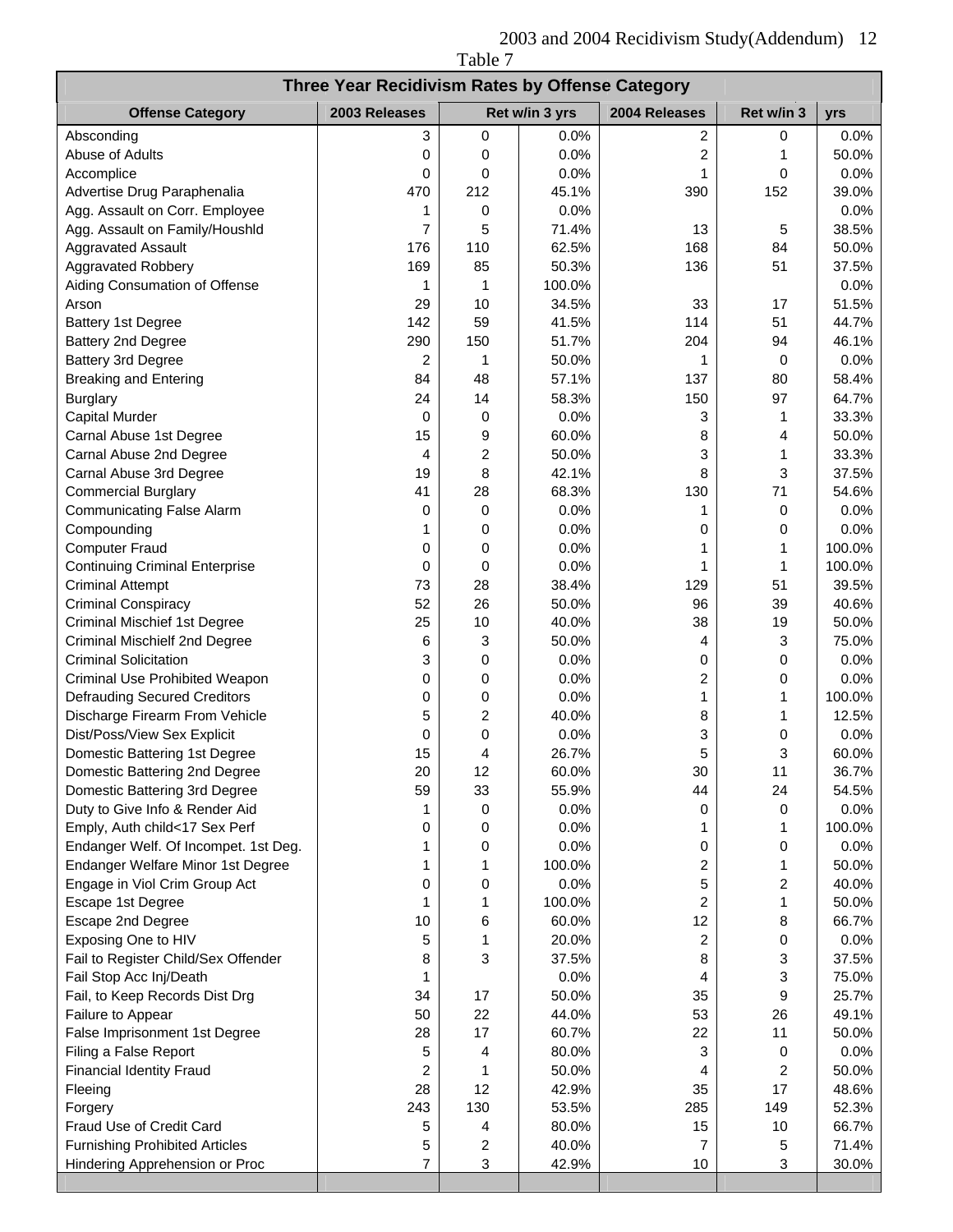Table 7

| Three Year Recidivism Rates by Offense Category | | | | | | |
|---|---|---|---|---|---|---|
| **Offense Category** | **2003 Releases** | **Ret w/in 3 yrs** | | **2004 Releases** | **Ret w/in 3** | **yrs** |
| Absconding | 3 | 0 | 0.0% | 2 | 0 | 0.0% |
| Abuse of Adults | 0 | 0 | 0.0% | 2 | 1 | 50.0% |
| Accomplice | 0 | 0 | 0.0% | 1 | 0 | 0.0% |
| Advertise Drug Paraphenalia | 470 | 212 | 45.1% | 390 | 152 | 39.0% |
| Agg. Assault on Corr. Employee | 1 | 0 | 0.0% | | | 0.0% |
| Agg. Assault on Family/Houshld | 7 | 5 | 71.4% | 13 | 5 | 38.5% |
| Aggravated Assault | 176 | 110 | 62.5% | 168 | 84 | 50.0% |
| Aggravated Robbery | 169 | 85 | 50.3% | 136 | 51 | 37.5% |
| Aiding Consumation of Offense | 1 | 1 | 100.0% | | | 0.0% |
| Arson | 29 | 10 | 34.5% | 33 | 17 | 51.5% |
| Battery 1st Degree | 142 | 59 | 41.5% | 114 | 51 | 44.7% |
| Battery 2nd Degree | 290 | 150 | 51.7% | 204 | 94 | 46.1% |
| Battery 3rd Degree | 2 | 1 | 50.0% | 1 | 0 | 0.0% |
| Breaking and Entering | 84 | 48 | 57.1% | 137 | 80 | 58.4% |
| Burglary | 24 | 14 | 58.3% | 150 | 97 | 64.7% |
| Capital Murder | 0 | 0 | 0.0% | 3 | 1 | 33.3% |
| Carnal Abuse 1st Degree | 15 | 9 | 60.0% | 8 | 4 | 50.0% |
| Carnal Abuse 2nd Degree | 4 | 2 | 50.0% | 3 | 1 | 33.3% |
| Carnal Abuse 3rd Degree | 19 | 8 | 42.1% | 8 | 3 | 37.5% |
| Commercial Burglary | 41 | 28 | 68.3% | 130 | 71 | 54.6% |
| Communicating False Alarm | 0 | 0 | 0.0% | 1 | 0 | 0.0% |
| Compounding | 1 | 0 | 0.0% | 0 | 0 | 0.0% |
| Computer Fraud | 0 | 0 | 0.0% | 1 | 1 | 100.0% |
| Continuing Criminal Enterprise | 0 | 0 | 0.0% | 1 | 1 | 100.0% |
| Criminal Attempt | 73 | 28 | 38.4% | 129 | 51 | 39.5% |
| Criminal Conspiracy | 52 | 26 | 50.0% | 96 | 39 | 40.6% |
| Criminal Mischief 1st Degree | 25 | 10 | 40.0% | 38 | 19 | 50.0% |
| Criminal Mischielf 2nd Degree | 6 | 3 | 50.0% | 4 | 3 | 75.0% |
| Criminal Solicitation | 3 | 0 | 0.0% | 0 | 0 | 0.0% |
| Criminal Use Prohibited Weapon | 0 | 0 | 0.0% | 2 | 0 | 0.0% |
| Defrauding Secured Creditors | 0 | 0 | 0.0% | 1 | 1 | 100.0% |
| Discharge Firearm From Vehicle | 5 | 2 | 40.0% | 8 | 1 | 12.5% |
| Dist/Poss/View Sex Explicit | 0 | 0 | 0.0% | 3 | 0 | 0.0% |
| Domestic Battering 1st Degree | 15 | 4 | 26.7% | 5 | 3 | 60.0% |
| Domestic Battering 2nd Degree | 20 | 12 | 60.0% | 30 | 11 | 36.7% |
| Domestic Battering 3rd Degree | 59 | 33 | 55.9% | 44 | 24 | 54.5% |
| Duty to Give Info & Render Aid | 1 | 0 | 0.0% | 0 | 0 | 0.0% |
| Emply, Auth child<17 Sex Perf | 0 | 0 | 0.0% | 1 | 1 | 100.0% |
| Endanger Welf. Of Incompet. 1st Deg. | 1 | 0 | 0.0% | 0 | 0 | 0.0% |
| Endanger Welfare Minor 1st Degree | 1 | 1 | 100.0% | 2 | 1 | 50.0% |
| Engage in Viol Crim Group Act | 0 | 0 | 0.0% | 5 | 2 | 40.0% |
| Escape 1st Degree | 1 | 1 | 100.0% | 2 | 1 | 50.0% |
| Escape 2nd Degree | 10 | 6 | 60.0% | 12 | 8 | 66.7% |
| Exposing One to HIV | 5 | 1 | 20.0% | 2 | 0 | 0.0% |
| Fail to Register Child/Sex Offender | 8 | 3 | 37.5% | 8 | 3 | 37.5% |
| Fail Stop Acc Inj/Death | 1 | | 0.0% | 4 | 3 | 75.0% |
| Fail, to Keep Records Dist Drg | 34 | 17 | 50.0% | 35 | 9 | 25.7% |
| Failure to Appear | 50 | 22 | 44.0% | 53 | 26 | 49.1% |
| False Imprisonment 1st Degree | 28 | 17 | 60.7% | 22 | 11 | 50.0% |
| Filing a False Report | 5 | 4 | 80.0% | 3 | 0 | 0.0% |
| Financial Identity Fraud | 2 | 1 | 50.0% | 4 | 2 | 50.0% |
| Fleeing | 28 | 12 | 42.9% | 35 | 17 | 48.6% |
| Forgery | 243 | 130 | 53.5% | 285 | 149 | 52.3% |
| Fraud Use of Credit Card | 5 | 4 | 80.0% | 15 | 10 | 66.7% |
| Furnishing Prohibited Articles | 5 | 2 | 40.0% | 7 | 5 | 71.4% |
| Hindering Apprehension or Proc | 7 | 3 | 42.9% | 10 | 3 | 30.0% |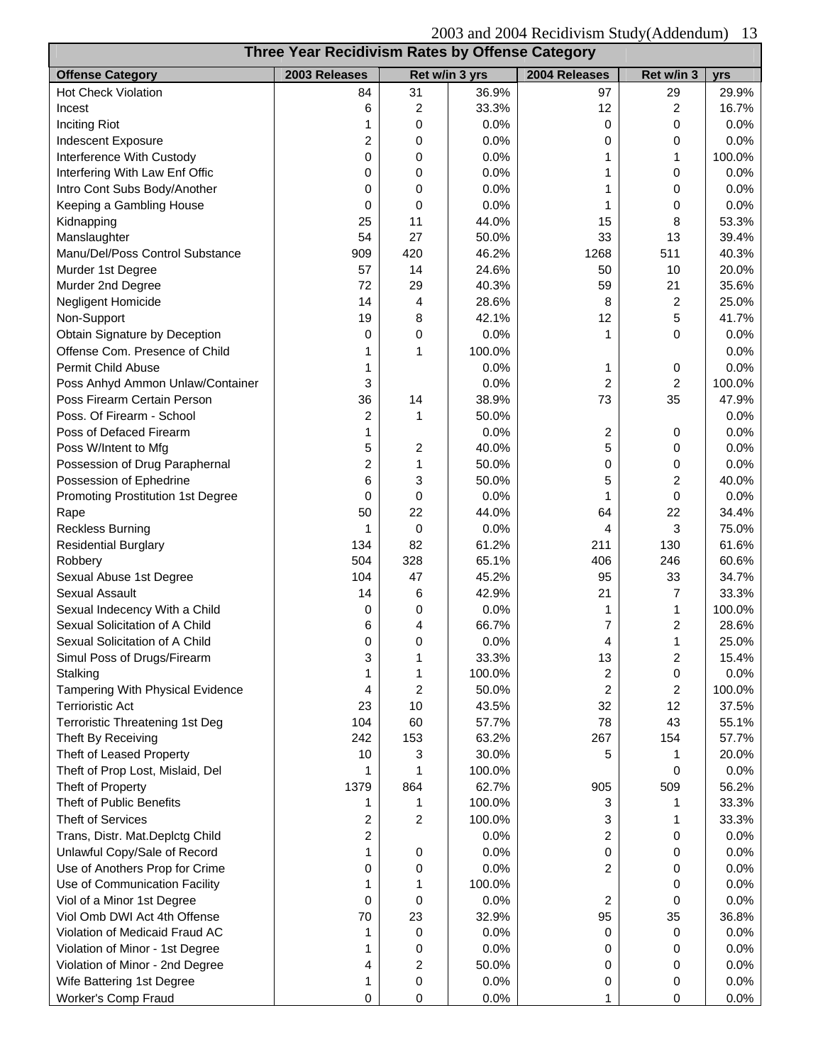## Three Year Recidivism Rates by Offense Category

| Offense Category | 2003 Releases | Ret w/in 3 yrs | | 2004 Releases | Ret w/in 3 | yrs |
|---|---|---|---|---|---|---|
| Hot Check Violation | 84 | 31 | 36.9% | 97 | 29 | 29.9% |
| Incest | 6 | 2 | 33.3% | 12 | 2 | 16.7% |
| Inciting Riot | 1 | 0 | 0.0% | 0 | 0 | 0.0% |
| Indescent Exposure | 2 | 0 | 0.0% | 0 | 0 | 0.0% |
| Interference With Custody | 0 | 0 | 0.0% | 1 | 1 | 100.0% |
| Interfering With Law Enf Offic | 0 | 0 | 0.0% | 1 | 0 | 0.0% |
| Intro Cont Subs Body/Another | 0 | 0 | 0.0% | 1 | 0 | 0.0% |
| Keeping a Gambling House | 0 | 0 | 0.0% | 1 | 0 | 0.0% |
| Kidnapping | 25 | 11 | 44.0% | 15 | 8 | 53.3% |
| Manslaughter | 54 | 27 | 50.0% | 33 | 13 | 39.4% |
| Manu/Del/Poss Control Substance | 909 | 420 | 46.2% | 1268 | 511 | 40.3% |
| Murder 1st Degree | 57 | 14 | 24.6% | 50 | 10 | 20.0% |
| Murder 2nd Degree | 72 | 29 | 40.3% | 59 | 21 | 35.6% |
| Negligent Homicide | 14 | 4 | 28.6% | 8 | 2 | 25.0% |
| Non-Support | 19 | 8 | 42.1% | 12 | 5 | 41.7% |
| Obtain Signature by Deception | 0 | 0 | 0.0% | 1 | 0 | 0.0% |
| Offense Com. Presence of Child | 1 | 1 | 100.0% | | | 0.0% |
| Permit Child Abuse | 1 | | 0.0% | 1 | 0 | 0.0% |
| Poss Anhyd Ammon Unlaw/Container | 3 | | 0.0% | 2 | 2 | 100.0% |
| Poss Firearm Certain Person | 36 | 14 | 38.9% | 73 | 35 | 47.9% |
| Poss. Of Firearm - School | 2 | 1 | 50.0% | | | 0.0% |
| Poss of Defaced Firearm | 1 | | 0.0% | 2 | 0 | 0.0% |
| Poss W/Intent to Mfg | 5 | 2 | 40.0% | 5 | 0 | 0.0% |
| Possession of Drug Paraphernal | 2 | 1 | 50.0% | 0 | 0 | 0.0% |
| Possession of Ephedrine | 6 | 3 | 50.0% | 5 | 2 | 40.0% |
| Promoting Prostitution 1st Degree | 0 | 0 | 0.0% | 1 | 0 | 0.0% |
| Rape | 50 | 22 | 44.0% | 64 | 22 | 34.4% |
| Reckless Burning | 1 | 0 | 0.0% | 4 | 3 | 75.0% |
| Residential Burglary | 134 | 82 | 61.2% | 211 | 130 | 61.6% |
| Robbery | 504 | 328 | 65.1% | 406 | 246 | 60.6% |
| Sexual Abuse 1st Degree | 104 | 47 | 45.2% | 95 | 33 | 34.7% |
| Sexual Assault | 14 | 6 | 42.9% | 21 | 7 | 33.3% |
| Sexual Indecency With a Child | 0 | 0 | 0.0% | 1 | 1 | 100.0% |
| Sexual Solicitation of A Child | 6 | 4 | 66.7% | 7 | 2 | 28.6% |
| Sexual Solicitation of A Child | 0 | 0 | 0.0% | 4 | 1 | 25.0% |
| Simul Poss of Drugs/Firearm | 3 | 1 | 33.3% | 13 | 2 | 15.4% |
| Stalking | 1 | 1 | 100.0% | 2 | 0 | 0.0% |
| Tampering With Physical Evidence | 4 | 2 | 50.0% | 2 | 2 | 100.0% |
| Terrioristic Act | 23 | 10 | 43.5% | 32 | 12 | 37.5% |
| Terroristic Threatening 1st Deg | 104 | 60 | 57.7% | 78 | 43 | 55.1% |
| Theft By Receiving | 242 | 153 | 63.2% | 267 | 154 | 57.7% |
| Theft of Leased Property | 10 | 3 | 30.0% | 5 | 1 | 20.0% |
| Theft of Prop Lost, Mislaid, Del | 1 | 1 | 100.0% | | 0 | 0.0% |
| Theft of Property | 1379 | 864 | 62.7% | 905 | 509 | 56.2% |
| Theft of Public Benefits | 1 | 1 | 100.0% | 3 | 1 | 33.3% |
| Theft of Services | 2 | 2 | 100.0% | 3 | 1 | 33.3% |
| Trans, Distr. Mat.Deplctg Child | 2 | | 0.0% | 2 | 0 | 0.0% |
| Unlawful Copy/Sale of Record | 1 | 0 | 0.0% | 0 | 0 | 0.0% |
| Use of Anothers Prop for Crime | 0 | 0 | 0.0% | 2 | 0 | 0.0% |
| Use of Communication Facility | 1 | 1 | 100.0% | | 0 | 0.0% |
| Viol of a Minor 1st Degree | 0 | 0 | 0.0% | 2 | 0 | 0.0% |
| Viol Omb DWI Act 4th Offense | 70 | 23 | 32.9% | 95 | 35 | 36.8% |
| Violation of Medicaid Fraud AC | 1 | 0 | 0.0% | 0 | 0 | 0.0% |
| Violation of Minor - 1st Degree | 1 | 0 | 0.0% | 0 | 0 | 0.0% |
| Violation of Minor - 2nd Degree | 4 | 2 | 50.0% | 0 | 0 | 0.0% |
| Wife Battering 1st Degree | 1 | 0 | 0.0% | 0 | 0 | 0.0% |
| Worker's Comp Fraud | 0 | 0 | 0.0% | 1 | 0 | 0.0% |